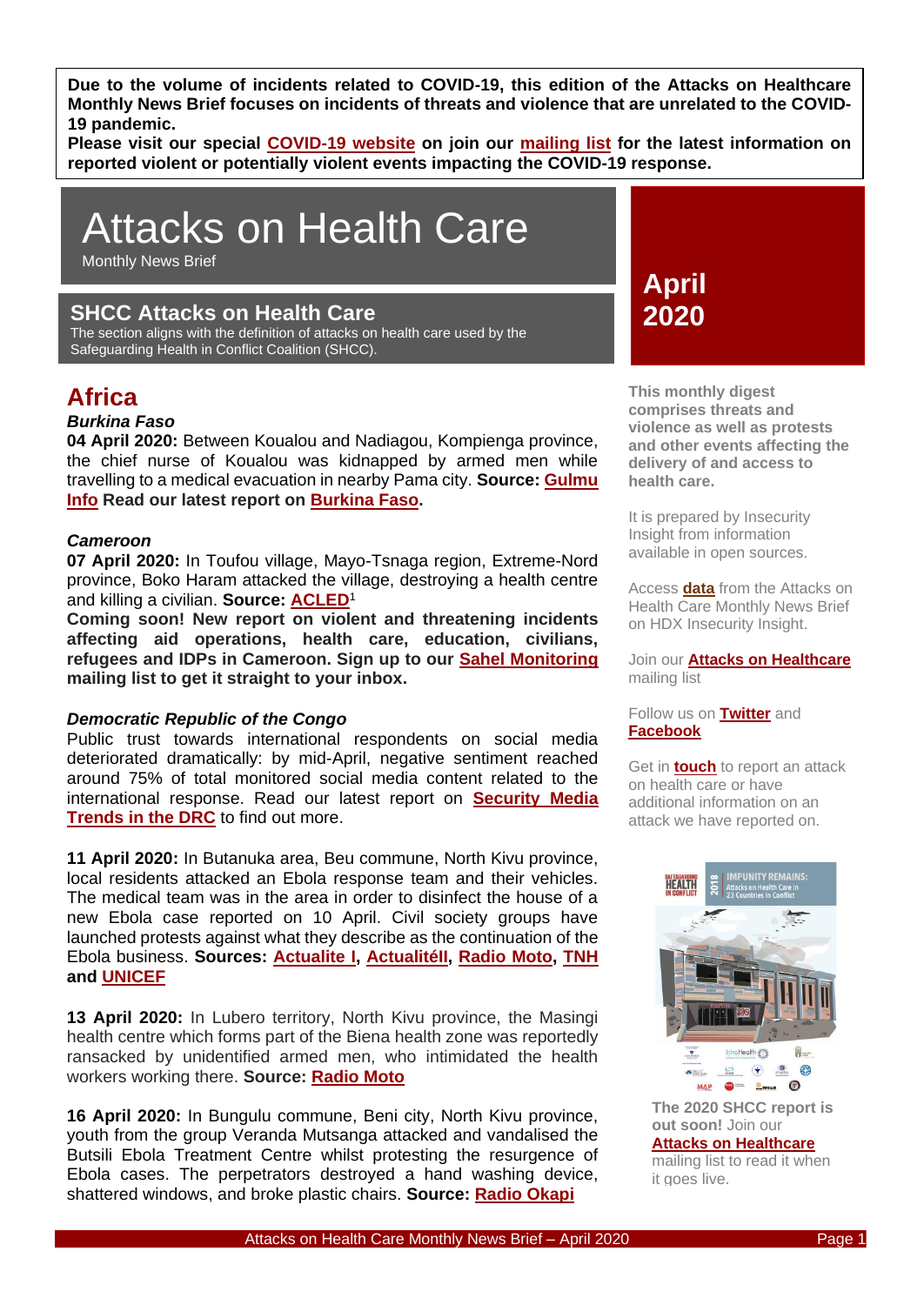**Due to the volume of incidents related to COVID-19, this edition of the Attacks on Healthcare Monthly News Brief focuses on incidents of threats and violence that are unrelated to the COVID-19 pandemic.**
**Please visit our special COVID-19 website on join our mailing list for the latest information on reported violent or potentially violent events impacting the COVID-19 response.**

# Attacks on Health Care

Monthly News Brief

**April 2020**

## SHCC Attacks on Health Care

The section aligns with the definition of attacks on health care used by the Safeguarding Health in Conflict Coalition (SHCC).

## Africa

### *Burkina Faso*

**04 April 2020:** Between Koualou and Nadiagou, Kompienga province, the chief nurse of Koualou was kidnapped by armed men while travelling to a medical evacuation in nearby Pama city. **Source: Gulmu Info Read our latest report on Burkina Faso.**

### *Cameroon*

**07 April 2020:** In Toufou village, Mayo-Tsnaga region, Extreme-Nord province, Boko Haram attacked the village, destroying a health centre and killing a civilian. **Source: ACLED**[1]

**Coming soon! New report on violent and threatening incidents affecting aid operations, health care, education, civilians, refugees and IDPs in Cameroon. Sign up to our Sahel Monitoring mailing list to get it straight to your inbox.**

### *Democratic Republic of the Congo*

Public trust towards international respondents on social media deteriorated dramatically: by mid-April, negative sentiment reached around 75% of total monitored social media content related to the international response. Read our latest report on **Security Media Trends in the DRC** to find out more.

**11 April 2020:** In Butanuka area, Beu commune, North Kivu province, local residents attacked an Ebola response team and their vehicles. The medical team was in the area in order to disinfect the house of a new Ebola case reported on 10 April. Civil society groups have launched protests against what they describe as the continuation of the Ebola business. **Sources: Actualite I, ActualitéII, Radio Moto, TNH and UNICEF**

**13 April 2020:** In Lubero territory, North Kivu province, the Masingi health centre which forms part of the Biena health zone was reportedly ransacked by unidentified armed men, who intimidated the health workers working there. **Source: Radio Moto**

**16 April 2020:** In Bungulu commune, Beni city, North Kivu province, youth from the group Veranda Mutsanga attacked and vandalised the Butsili Ebola Treatment Centre whilst protesting the resurgence of Ebola cases. The perpetrators destroyed a hand washing device, shattered windows, and broke plastic chairs. **Source: Radio Okapi**

---

**This monthly digest comprises threats and violence as well as protests and other events affecting the delivery of and access to health care.**

It is prepared by Insecurity Insight from information available in open sources.

Access **data** from the Attacks on Health Care Monthly News Brief on HDX Insecurity Insight.

Join our **Attacks on Healthcare** mailing list

Follow us on **Twitter** and **Facebook**

Get in **touch** to report an attack on health care or have additional information on an attack we have reported on.

**The 2020 SHCC report is out soon!** Join our **Attacks on Healthcare** mailing list to read it when it goes live.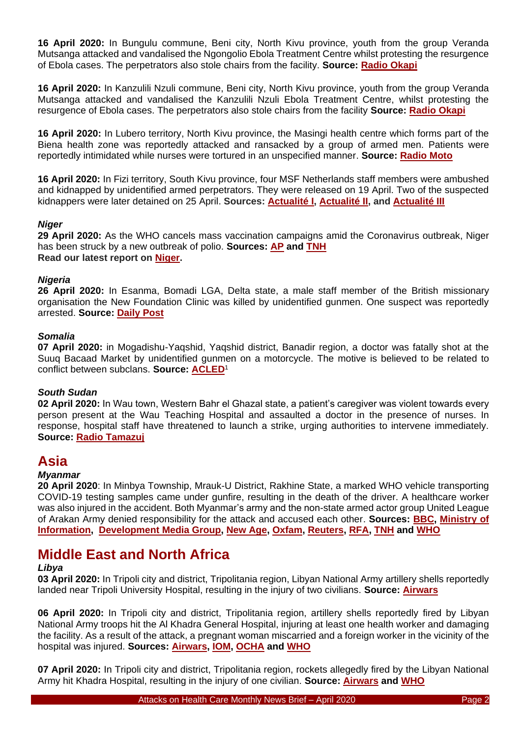**16 April 2020:** In Bungulu commune, Beni city, North Kivu province, youth from the group Veranda Mutsanga attacked and vandalised the Ngongolio Ebola Treatment Centre whilst protesting the resurgence of Ebola cases. The perpetrators also stole chairs from the facility. **Source: Radio Okapi**

**16 April 2020:** In Kanzulili Nzuli commune, Beni city, North Kivu province, youth from the group Veranda Mutsanga attacked and vandalised the Kanzulili Nzuli Ebola Treatment Centre, whilst protesting the resurgence of Ebola cases. The perpetrators also stole chairs from the facility **Source: Radio Okapi**

**16 April 2020:** In Lubero territory, North Kivu province, the Masingi health centre which forms part of the Biena health zone was reportedly attacked and ransacked by a group of armed men. Patients were reportedly intimidated while nurses were tortured in an unspecified manner. **Source: Radio Moto**

**16 April 2020:** In Fizi territory, South Kivu province, four MSF Netherlands staff members were ambushed and kidnapped by unidentified armed perpetrators. They were released on 19 April. Two of the suspected kidnappers were later detained on 25 April. **Sources: Actualité I, Actualité II, and Actualité III**

***Niger***

**29 April 2020:** As the WHO cancels mass vaccination campaigns amid the Coronavirus outbreak, Niger has been struck by a new outbreak of polio. **Sources: AP and TNH**

**Read our latest report on Niger.**

***Nigeria***

**26 April 2020:** In Esanma, Bomadi LGA, Delta state, a male staff member of the British missionary organisation the New Foundation Clinic was killed by unidentified gunmen. One suspect was reportedly arrested. **Source: Daily Post**

***Somalia***

**07 April 2020:** in Mogadishu-Yaqshid, Yaqshid district, Banadir region, a doctor was fatally shot at the Suuq Bacaad Market by unidentified gunmen on a motorcycle. The motive is believed to be related to conflict between subclans. **Source: ACLED**[1]

***South Sudan***

**02 April 2020:** In Wau town, Western Bahr el Ghazal state, a patient's caregiver was violent towards every person present at the Wau Teaching Hospital and assaulted a doctor in the presence of nurses. In response, hospital staff have threatened to launch a strike, urging authorities to intervene immediately. **Source: Radio Tamazuj**

## Asia

***Myanmar***

**20 April 2020**: In Minbya Township, Mrauk-U District, Rakhine State, a marked WHO vehicle transporting COVID-19 testing samples came under gunfire, resulting in the death of the driver. A healthcare worker was also injured in the accident. Both Myanmar's army and the non-state armed actor group United League of Arakan Army denied responsibility for the attack and accused each other. **Sources: BBC, Ministry of Information, Development Media Group, New Age, Oxfam, Reuters, RFA, TNH and WHO**

## Middle East and North Africa

***Libya***

**03 April 2020:** In Tripoli city and district, Tripolitania region, Libyan National Army artillery shells reportedly landed near Tripoli University Hospital, resulting in the injury of two civilians. **Source: Airwars**

**06 April 2020:** In Tripoli city and district, Tripolitania region, artillery shells reportedly fired by Libyan National Army troops hit the Al Khadra General Hospital, injuring at least one health worker and damaging the facility. As a result of the attack, a pregnant woman miscarried and a foreign worker in the vicinity of the hospital was injured. **Sources: Airwars, IOM, OCHA and WHO**

**07 April 2020:** In Tripoli city and district, Tripolitania region, rockets allegedly fired by the Libyan National Army hit Khadra Hospital, resulting in the injury of one civilian. **Source: Airwars and WHO**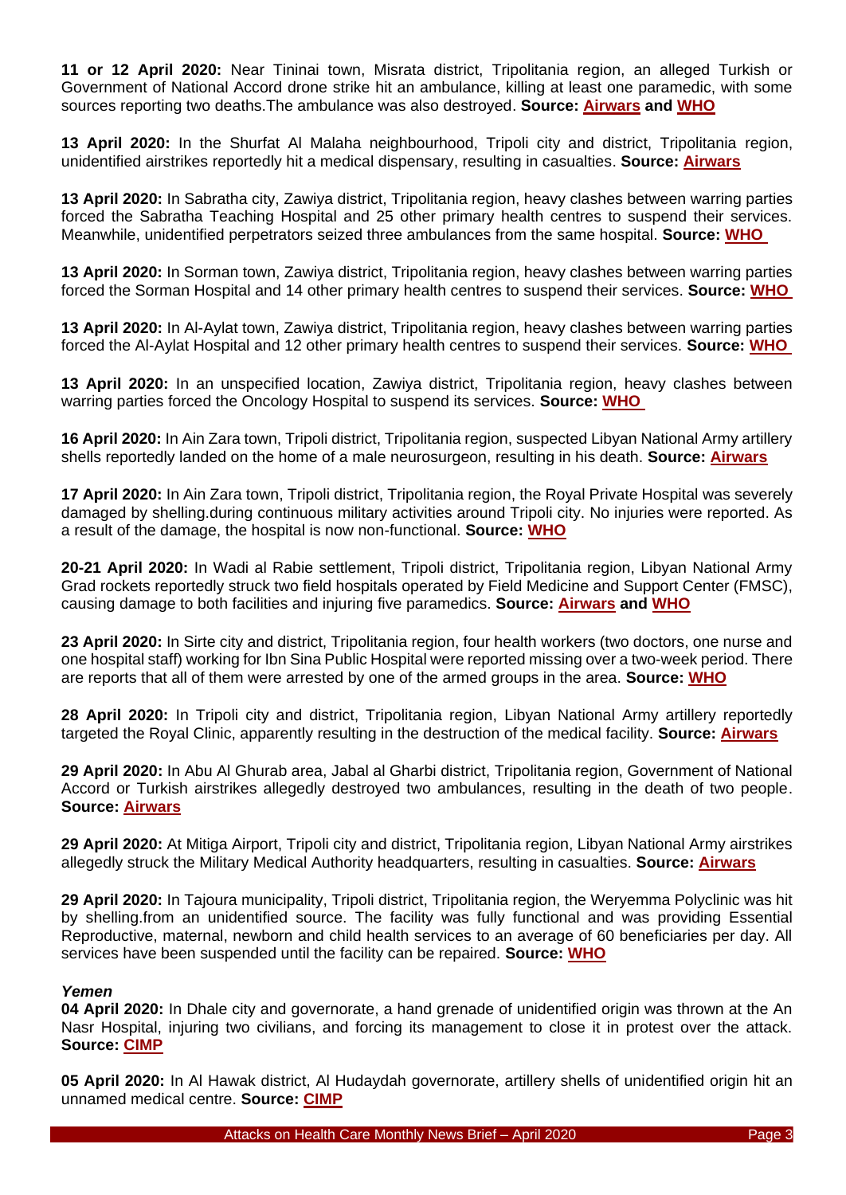**11 or 12 April 2020:** Near Tininai town, Misrata district, Tripolitania region, an alleged Turkish or Government of National Accord drone strike hit an ambulance, killing at least one paramedic, with some sources reporting two deaths.The ambulance was also destroyed. **Source: Airwars and WHO**

**13 April 2020:** In the Shurfat Al Malaha neighbourhood, Tripoli city and district, Tripolitania region, unidentified airstrikes reportedly hit a medical dispensary, resulting in casualties. **Source: Airwars**

**13 April 2020:** In Sabratha city, Zawiya district, Tripolitania region, heavy clashes between warring parties forced the Sabratha Teaching Hospital and 25 other primary health centres to suspend their services. Meanwhile, unidentified perpetrators seized three ambulances from the same hospital. **Source: WHO**

**13 April 2020:** In Sorman town, Zawiya district, Tripolitania region, heavy clashes between warring parties forced the Sorman Hospital and 14 other primary health centres to suspend their services. **Source: WHO**

**13 April 2020:** In Al-Aylat town, Zawiya district, Tripolitania region, heavy clashes between warring parties forced the Al-Aylat Hospital and 12 other primary health centres to suspend their services. **Source: WHO**

**13 April 2020:** In an unspecified location, Zawiya district, Tripolitania region, heavy clashes between warring parties forced the Oncology Hospital to suspend its services. **Source: WHO**

**16 April 2020:** In Ain Zara town, Tripoli district, Tripolitania region, suspected Libyan National Army artillery shells reportedly landed on the home of a male neurosurgeon, resulting in his death. **Source: Airwars**

**17 April 2020:** In Ain Zara town, Tripoli district, Tripolitania region, the Royal Private Hospital was severely damaged by shelling.during continuous military activities around Tripoli city. No injuries were reported. As a result of the damage, the hospital is now non-functional. **Source: WHO**

**20-21 April 2020:** In Wadi al Rabie settlement, Tripoli district, Tripolitania region, Libyan National Army Grad rockets reportedly struck two field hospitals operated by Field Medicine and Support Center (FMSC), causing damage to both facilities and injuring five paramedics. **Source: Airwars and WHO**

**23 April 2020:** In Sirte city and district, Tripolitania region, four health workers (two doctors, one nurse and one hospital staff) working for Ibn Sina Public Hospital were reported missing over a two-week period. There are reports that all of them were arrested by one of the armed groups in the area. **Source: WHO**

**28 April 2020:** In Tripoli city and district, Tripolitania region, Libyan National Army artillery reportedly targeted the Royal Clinic, apparently resulting in the destruction of the medical facility. **Source: Airwars**

**29 April 2020:** In Abu Al Ghurab area, Jabal al Gharbi district, Tripolitania region, Government of National Accord or Turkish airstrikes allegedly destroyed two ambulances, resulting in the death of two people. **Source: Airwars**

**29 April 2020:** At Mitiga Airport, Tripoli city and district, Tripolitania region, Libyan National Army airstrikes allegedly struck the Military Medical Authority headquarters, resulting in casualties. **Source: Airwars**

**29 April 2020:** In Tajoura municipality, Tripoli district, Tripolitania region, the Weryemma Polyclinic was hit by shelling.from an unidentified source. The facility was fully functional and was providing Essential Reproductive, maternal, newborn and child health services to an average of 60 beneficiaries per day. All services have been suspended until the facility can be repaired. **Source: WHO**

***Yemen***

**04 April 2020:** In Dhale city and governorate, a hand grenade of unidentified origin was thrown at the An Nasr Hospital, injuring two civilians, and forcing its management to close it in protest over the attack. **Source: CIMP**

**05 April 2020:** In Al Hawak district, Al Hudaydah governorate, artillery shells of unidentified origin hit an unnamed medical centre. **Source: CIMP**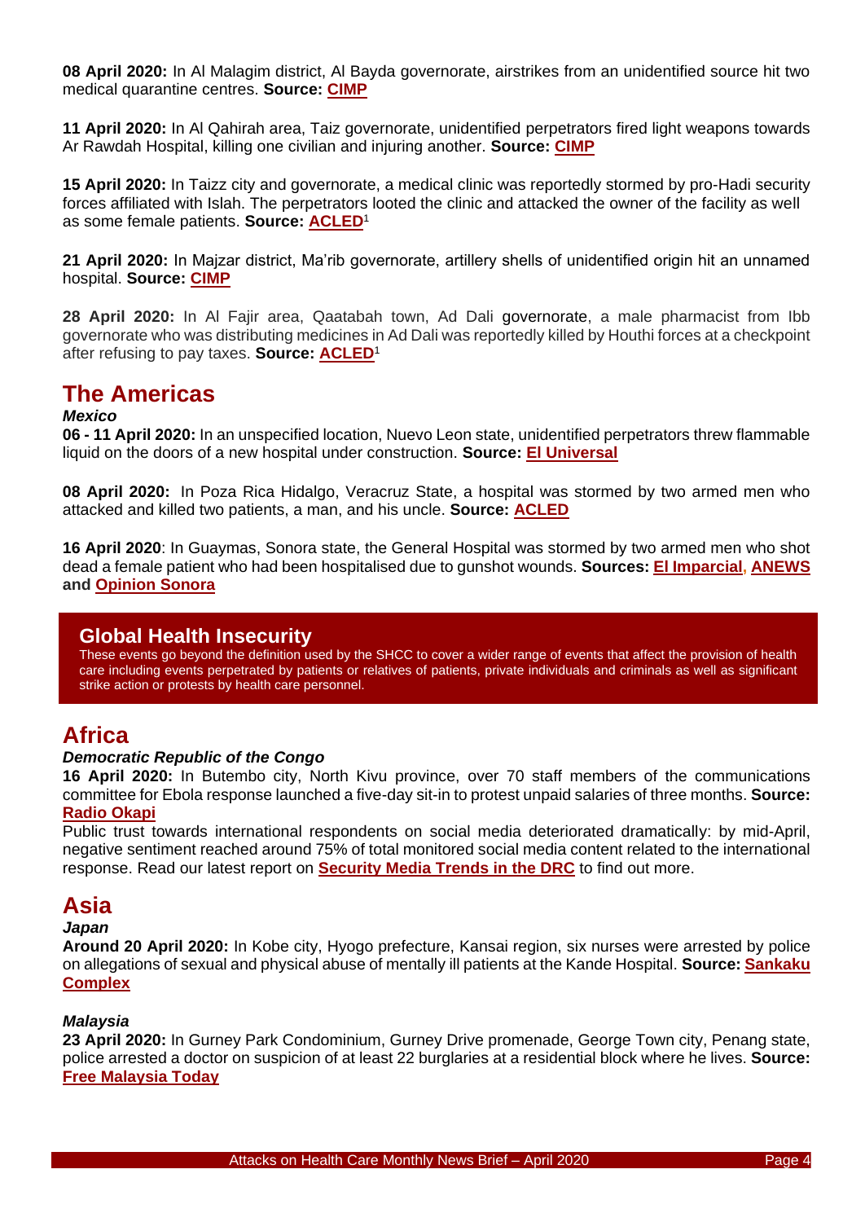**08 April 2020:** In Al Malagim district, Al Bayda governorate, airstrikes from an unidentified source hit two medical quarantine centres. **Source: CIMP**

**11 April 2020:** In Al Qahirah area, Taiz governorate, unidentified perpetrators fired light weapons towards Ar Rawdah Hospital, killing one civilian and injuring another. **Source: CIMP**

**15 April 2020:** In Taizz city and governorate, a medical clinic was reportedly stormed by pro-Hadi security forces affiliated with Islah. The perpetrators looted the clinic and attacked the owner of the facility as well as some female patients. **Source: ACLED**[1]

**21 April 2020:** In Majzar district, Ma'rib governorate, artillery shells of unidentified origin hit an unnamed hospital. **Source: CIMP**

**28 April 2020:** In Al Fajir area, Qaatabah town, Ad Dali governorate, a male pharmacist from Ibb governorate who was distributing medicines in Ad Dali was reportedly killed by Houthi forces at a checkpoint after refusing to pay taxes. **Source: ACLED**[1]

## The Americas

***Mexico***

**06 - 11 April 2020:** In an unspecified location, Nuevo Leon state, unidentified perpetrators threw flammable liquid on the doors of a new hospital under construction. **Source: El Universal**

**08 April 2020:** In Poza Rica Hidalgo, Veracruz State, a hospital was stormed by two armed men who attacked and killed two patients, a man, and his uncle. **Source: ACLED**

**16 April 2020**: In Guaymas, Sonora state, the General Hospital was stormed by two armed men who shot dead a female patient who had been hospitalised due to gunshot wounds. **Sources: El Imparcial, ANEWS and Opinion Sonora**

## Global Health Insecurity

These events go beyond the definition used by the SHCC to cover a wider range of events that affect the provision of health care including events perpetrated by patients or relatives of patients, private individuals and criminals as well as significant strike action or protests by health care personnel.

## Africa

***Democratic Republic of the Congo***

**16 April 2020:** In Butembo city, North Kivu province, over 70 staff members of the communications committee for Ebola response launched a five-day sit-in to protest unpaid salaries of three months. **Source: Radio Okapi**

Public trust towards international respondents on social media deteriorated dramatically: by mid-April, negative sentiment reached around 75% of total monitored social media content related to the international response. Read our latest report on **Security Media Trends in the DRC** to find out more.

## Asia

***Japan***

**Around 20 April 2020:** In Kobe city, Hyogo prefecture, Kansai region, six nurses were arrested by police on allegations of sexual and physical abuse of mentally ill patients at the Kande Hospital. **Source: Sankaku Complex**

***Malaysia***

**23 April 2020:** In Gurney Park Condominium, Gurney Drive promenade, George Town city, Penang state, police arrested a doctor on suspicion of at least 22 burglaries at a residential block where he lives. **Source: Free Malaysia Today**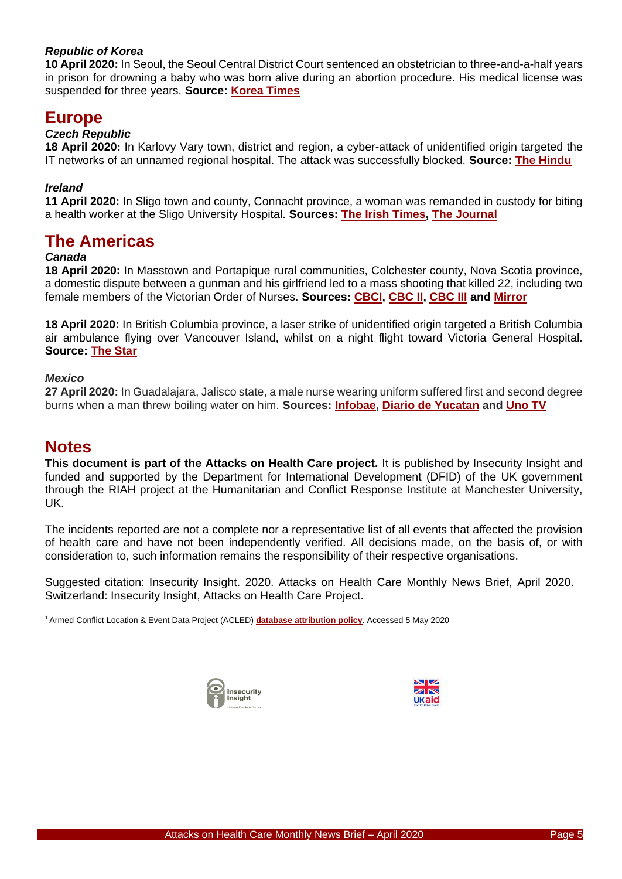*Republic of Korea*

**10 April 2020:** In Seoul, the Seoul Central District Court sentenced an obstetrician to three-and-a-half years in prison for drowning a baby who was born alive during an abortion procedure. His medical license was suspended for three years. **Source: Korea Times**

## Europe

*Czech Republic*

**18 April 2020:** In Karlovy Vary town, district and region, a cyber-attack of unidentified origin targeted the IT networks of an unnamed regional hospital. The attack was successfully blocked. **Source: The Hindu**

*Ireland*

**11 April 2020:** In Sligo town and county, Connacht province, a woman was remanded in custody for biting a health worker at the Sligo University Hospital. **Sources: The Irish Times, The Journal**

## The Americas

*Canada*

**18 April 2020:** In Masstown and Portapique rural communities, Colchester county, Nova Scotia province, a domestic dispute between a gunman and his girlfriend led to a mass shooting that killed 22, including two female members of the Victorian Order of Nurses. **Sources: CBCI, CBC II, CBC III and Mirror**

**18 April 2020:** In British Columbia province, a laser strike of unidentified origin targeted a British Columbia air ambulance flying over Vancouver Island, whilst on a night flight toward Victoria General Hospital. **Source: The Star**

*Mexico*

**27 April 2020:** In Guadalajara, Jalisco state, a male nurse wearing uniform suffered first and second degree burns when a man threw boiling water on him. **Sources: Infobae, Diario de Yucatan and Uno TV**

## Notes

**This document is part of the Attacks on Health Care project.** It is published by Insecurity Insight and funded and supported by the Department for International Development (DFID) of the UK government through the RIAH project at the Humanitarian and Conflict Response Institute at Manchester University, UK.

The incidents reported are not a complete nor a representative list of all events that affected the provision of health care and have not been independently verified. All decisions made, on the basis of, or with consideration to, such information remains the responsibility of their respective organisations.

Suggested citation: Insecurity Insight. 2020. Attacks on Health Care Monthly News Brief, April 2020. Switzerland: Insecurity Insight, Attacks on Health Care Project.

[1] Armed Conflict Location & Event Data Project (ACLED) **database attribution policy**. Accessed 5 May 2020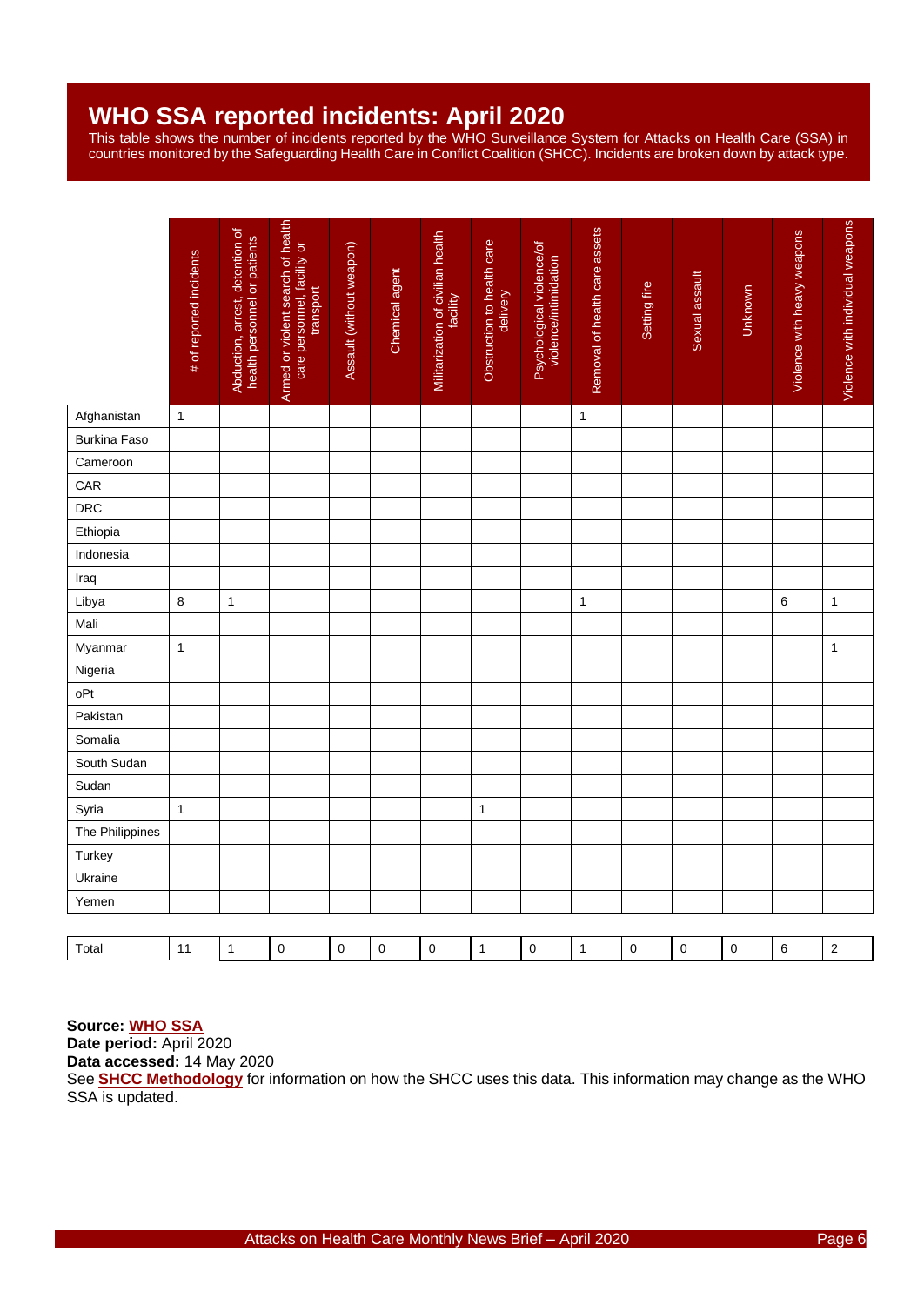# WHO SSA reported incidents: April 2020

This table shows the number of incidents reported by the WHO Surveillance System for Attacks on Health Care (SSA) in countries monitored by the Safeguarding Health Care in Conflict Coalition (SHCC). Incidents are broken down by attack type.

| | # of reported incidents | Abduction, arrest, detention of health personnel or patients | Armed or violent search of health care personnel, facility or transport | Assault (without weapon) | Chemical agent | Militarization of civilian health facility | Obstruction to health care delivery | Psychological violence/of violence/intimidation | Removal of health care assets | Setting fire | Sexual assault | Unknown | Violence with heavy weapons | Violence with individual weapons |
|---|---|---|---|---|---|---|---|---|---|---|---|---|---|---|
| Afghanistan | 1 | | | | | | | | 1 | | | | | |
| Burkina Faso | | | | | | | | | | | | | | |
| Cameroon | | | | | | | | | | | | | | |
| CAR | | | | | | | | | | | | | | |
| DRC | | | | | | | | | | | | | | |
| Ethiopia | | | | | | | | | | | | | | |
| Indonesia | | | | | | | | | | | | | | |
| Iraq | | | | | | | | | | | | | | |
| Libya | 8 | 1 | | | | | | | 1 | | | | 6 | 1 |
| Mali | | | | | | | | | | | | | | |
| Myanmar | 1 | | | | | | | | | | | | | 1 |
| Nigeria | | | | | | | | | | | | | | |
| oPt | | | | | | | | | | | | | | |
| Pakistan | | | | | | | | | | | | | | |
| Somalia | | | | | | | | | | | | | | |
| South Sudan | | | | | | | | | | | | | | |
| Sudan | | | | | | | | | | | | | | |
| Syria | 1 | | | | | | 1 | | | | | | | |
| The Philippines | | | | | | | | | | | | | | |
| Turkey | | | | | | | | | | | | | | |
| Ukraine | | | | | | | | | | | | | | |
| Yemen | | | | | | | | | | | | | | |
| Total | 11 | 1 | 0 | 0 | 0 | 0 | 1 | 0 | 1 | 0 | 0 | 0 | 6 | 2 |

**Source:** **WHO SSA**
**Date period:** April 2020
**Data accessed:** 14 May 2020
See **SHCC Methodology** for information on how the SHCC uses this data. This information may change as the WHO SSA is updated.